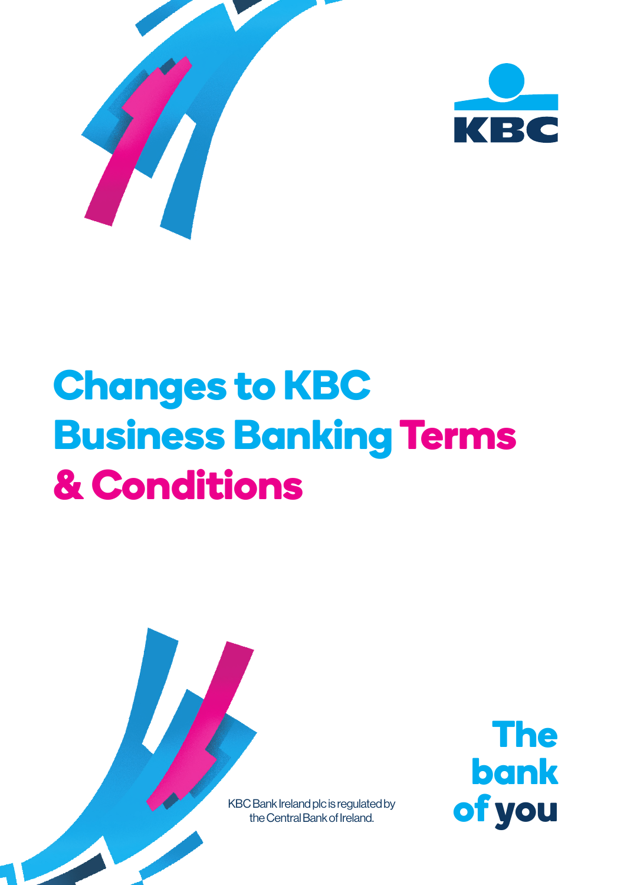KBC

# Changes to KBC Business Banking Terms & Conditions

KBC Bank Ireland plc is regulated by the Central Bank of Ireland.

The bank of you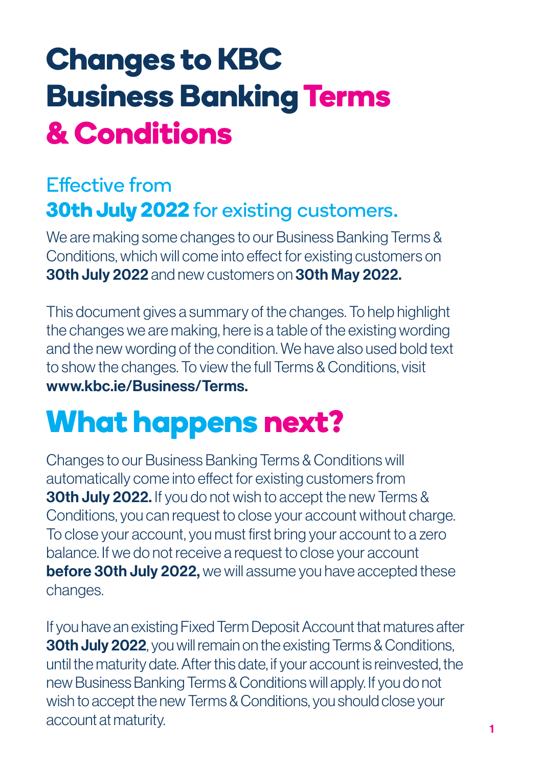# Changes to KBC Business Banking Terms & Conditions

## Effective from **30th July 2022** for existing customers.

We are making some changes to our Business Banking Terms & Conditions, which will come into effect for existing customers on **30th July 2022** and new customers on **30th May 2022.**

This document gives a summary of the changes. To help highlight the changes we are making, here is a table of the existing wording and the new wording of the condition. We have also used bold text to show the changes. To view the full Terms & Conditions, visit **www.kbc.ie/Business/Terms.**

# What happens next?

Changes to our Business Banking Terms & Conditions will automatically come into effect for existing customers from **30th July 2022.** If you do not wish to accept the new Terms & Conditions, you can request to close your account without charge. To close your account, you must first bring your account to a zero balance. If we do not receive a request to close your account **before 30th July 2022,** we will assume you have accepted these changes.

If you have an existing Fixed Term Deposit Account that matures after **30th July 2022**, you will remain on the existing Terms & Conditions, until the maturity date. After this date, if your account is reinvested, the new Business Banking Terms & Conditions will apply. If you do not wish to accept the new Terms & Conditions, you should close your account at maturity.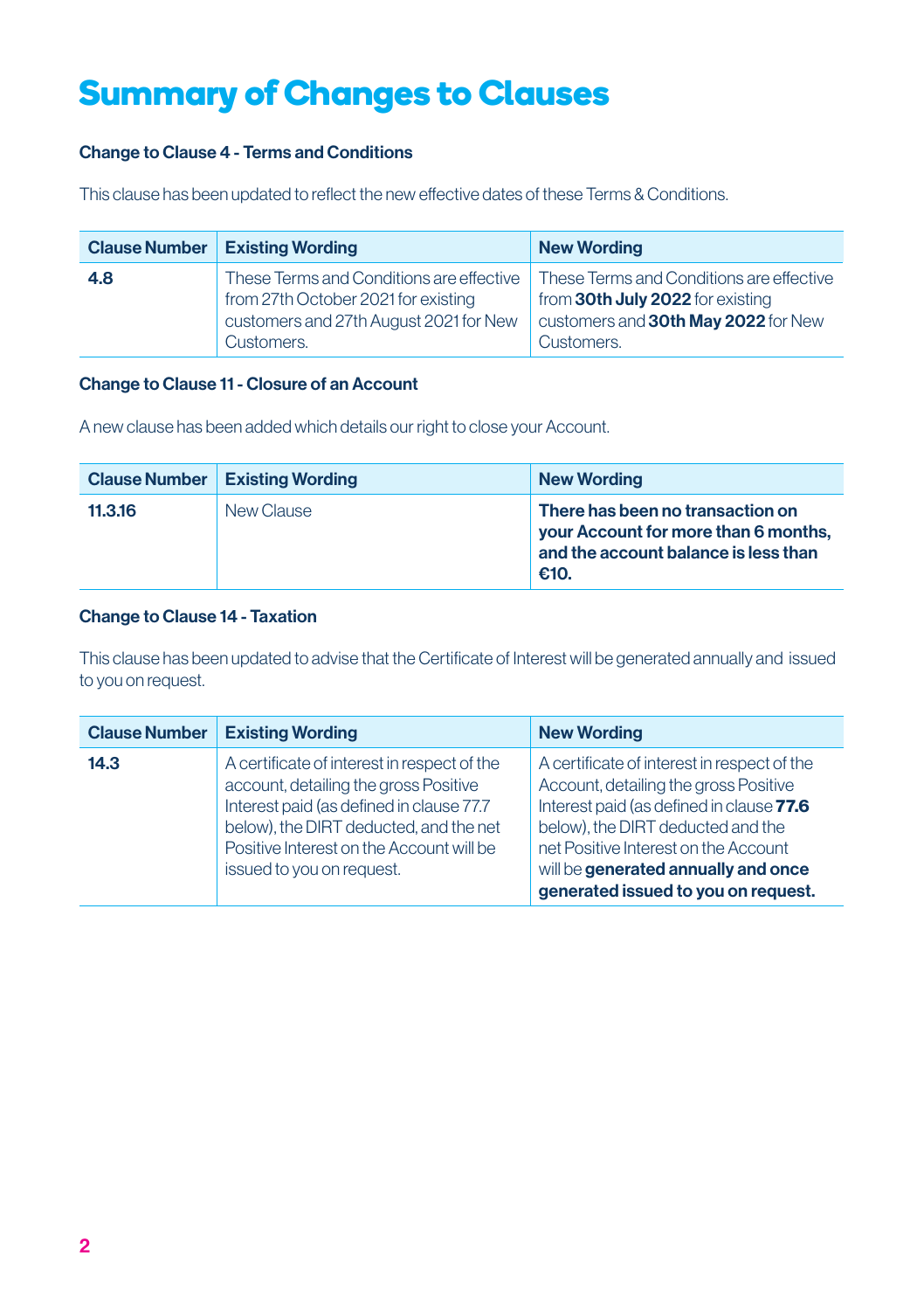# Summary of Changes to Clauses

### Change to Clause 4 - Terms and Conditions

This clause has been updated to reflect the new effective dates of these Terms & Conditions.

| Clause Number | Existing Wording | New Wording |
|---|---|---|
| **4.8** | These Terms and Conditions are effective from 27th October 2021 for existing customers and 27th August 2021 for New Customers. | These Terms and Conditions are effective from **30th July 2022** for existing customers and **30th May 2022** for New Customers. |

### Change to Clause 11 - Closure of an Account

A new clause has been added which details our right to close your Account.

| Clause Number | Existing Wording | New Wording |
|---|---|---|
| **11.3.16** | New Clause | **There has been no transaction on your Account for more than 6 months, and the account balance is less than €10.** |

### Change to Clause 14 - Taxation

This clause has been updated to advise that the Certificate of Interest will be generated annually and issued to you on request.

| Clause Number | Existing Wording | New Wording |
|---|---|---|
| **14.3** | A certificate of interest in respect of the account, detailing the gross Positive Interest paid (as defined in clause 77.7 below), the DIRT deducted, and the net Positive Interest on the Account will be issued to you on request. | A certificate of interest in respect of the Account, detailing the gross Positive Interest paid (as defined in clause **77.6** below), the DIRT deducted and the net Positive Interest on the Account will be **generated annually and once generated issued to you on request.** |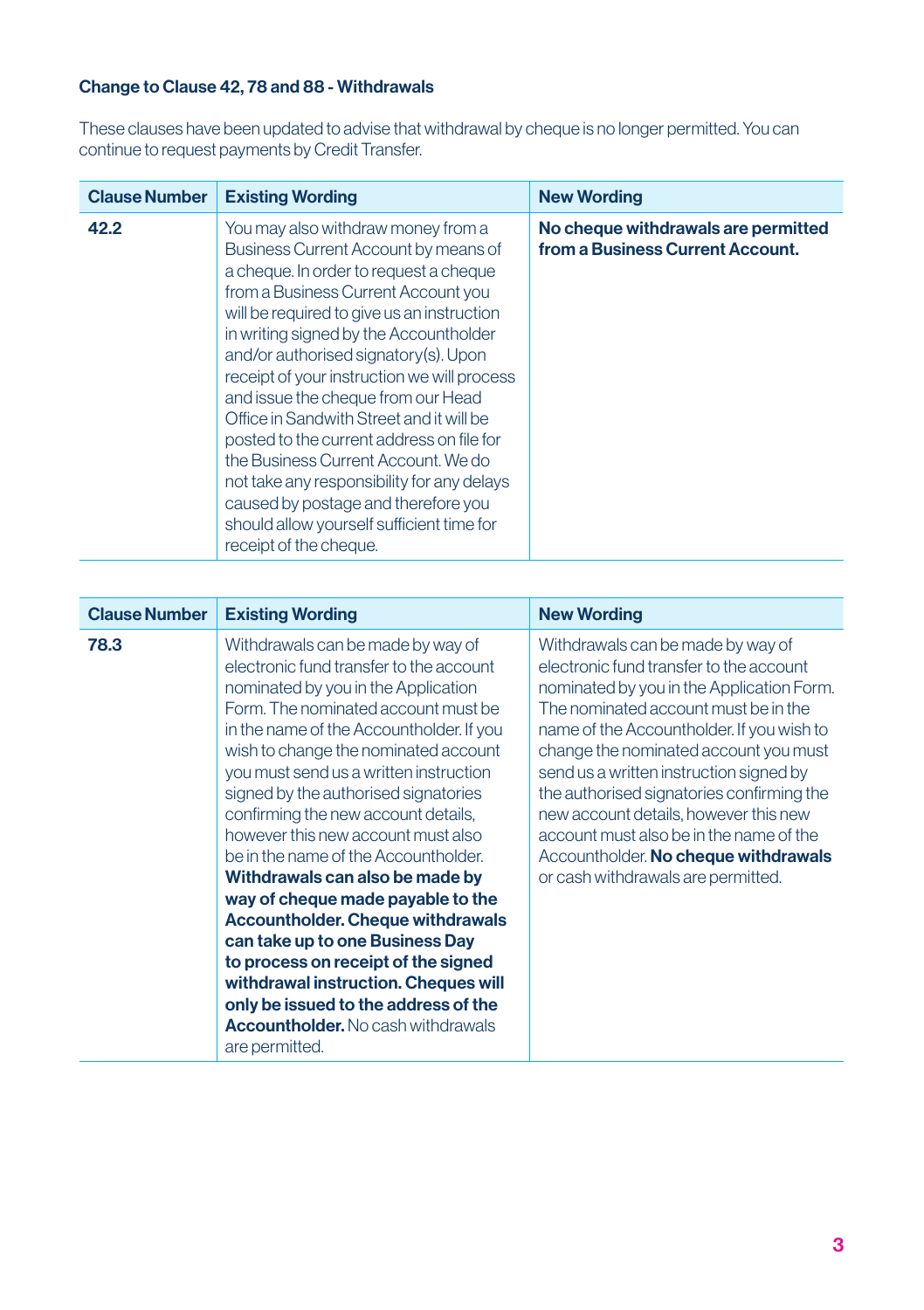**Change to Clause 42, 78 and 88 - Withdrawals**

These clauses have been updated to advise that withdrawal by cheque is no longer permitted. You can continue to request payments by Credit Transfer.

| Clause Number | Existing Wording | New Wording |
|---|---|---|
| 42.2 | You may also withdraw money from a Business Current Account by means of a cheque. In order to request a cheque from a Business Current Account you will be required to give us an instruction in writing signed by the Accountholder and/or authorised signatory(s). Upon receipt of your instruction we will process and issue the cheque from our Head Office in Sandwith Street and it will be posted to the current address on file for the Business Current Account. We do not take any responsibility for any delays caused by postage and therefore you should allow yourself sufficient time for receipt of the cheque. | **No cheque withdrawals are permitted from a Business Current Account.** |

| Clause Number | Existing Wording | New Wording |
|---|---|---|
| 78.3 | Withdrawals can be made by way of electronic fund transfer to the account nominated by you in the Application Form. The nominated account must be in the name of the Accountholder. If you wish to change the nominated account you must send us a written instruction signed by the authorised signatories confirming the new account details, however this new account must also be in the name of the Accountholder. **Withdrawals can also be made by way of cheque made payable to the Accountholder. Cheque withdrawals can take up to one Business Day to process on receipt of the signed withdrawal instruction. Cheques will only be issued to the address of the Accountholder.** No cash withdrawals are permitted. | Withdrawals can be made by way of electronic fund transfer to the account nominated by you in the Application Form. The nominated account must be in the name of the Accountholder. If you wish to change the nominated account you must send us a written instruction signed by the authorised signatories confirming the new account details, however this new account must also be in the name of the Accountholder. **No cheque withdrawals** or cash withdrawals are permitted. |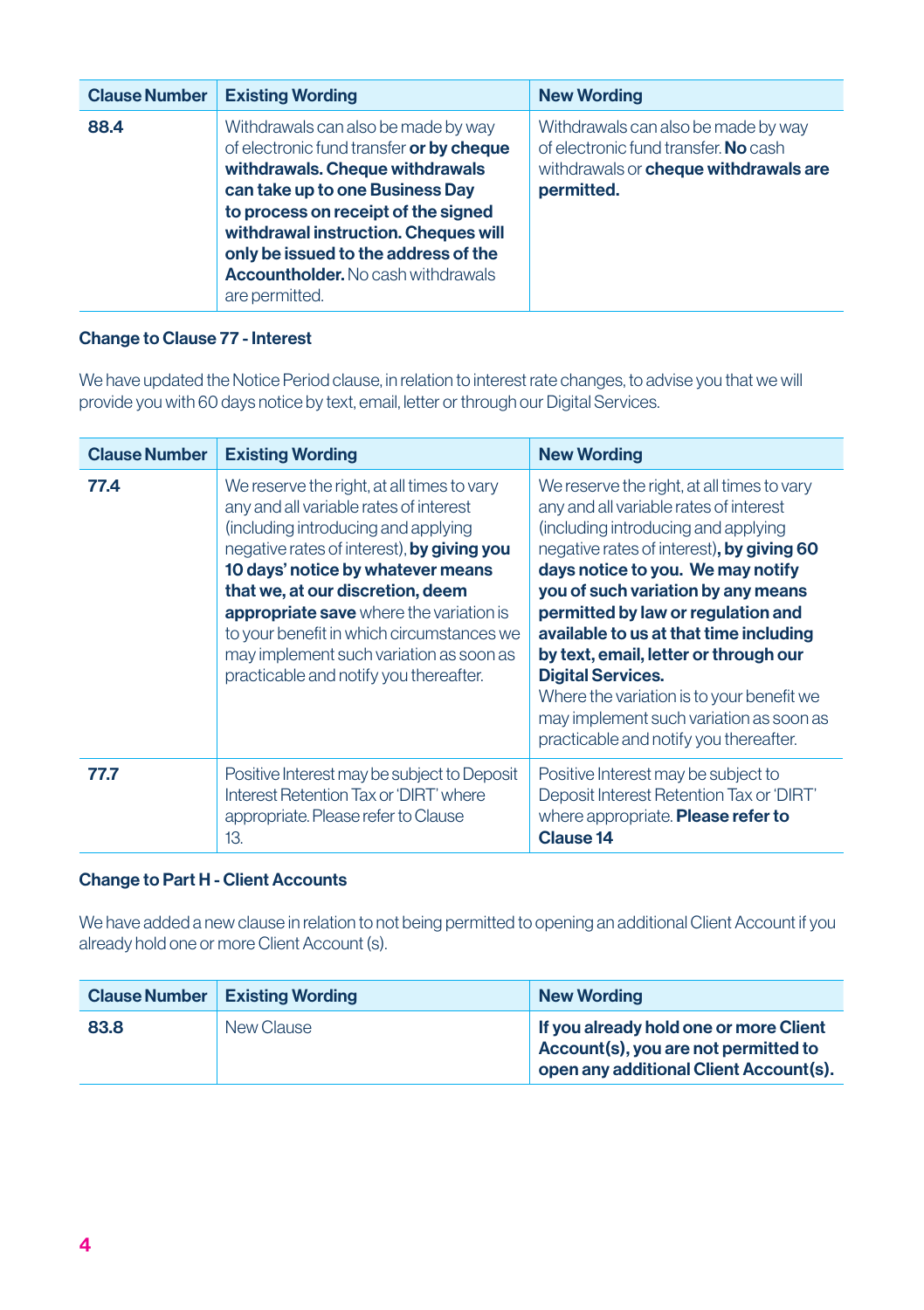| Clause Number | Existing Wording | New Wording |
|---|---|---|
| **88.4** | Withdrawals can also be made by way of electronic fund transfer **or by cheque withdrawals. Cheque withdrawals can take up to one Business Day to process on receipt of the signed withdrawal instruction. Cheques will only be issued to the address of the Accountholder.** No cash withdrawals are permitted. | Withdrawals can also be made by way of electronic fund transfer. **No** cash withdrawals or **cheque withdrawals are permitted.** |

### Change to Clause 77 - Interest

We have updated the Notice Period clause, in relation to interest rate changes, to advise you that we will provide you with 60 days notice by text, email, letter or through our Digital Services.

| Clause Number | Existing Wording | New Wording |
|---|---|---|
| **77.4** | We reserve the right, at all times to vary any and all variable rates of interest (including introducing and applying negative rates of interest), **by giving you 10 days' notice by whatever means that we, at our discretion, deem appropriate save** where the variation is to your benefit in which circumstances we may implement such variation as soon as practicable and notify you thereafter. | We reserve the right, at all times to vary any and all variable rates of interest (including introducing and applying negative rates of interest)**, by giving 60 days notice to you. We may notify you of such variation by any means permitted by law or regulation and available to us at that time including by text, email, letter or through our Digital Services.** Where the variation is to your benefit we may implement such variation as soon as practicable and notify you thereafter. |
| **77.7** | Positive Interest may be subject to Deposit Interest Retention Tax or 'DIRT' where appropriate. Please refer to Clause 13. | Positive Interest may be subject to Deposit Interest Retention Tax or 'DIRT' where appropriate. **Please refer to Clause 14** |

### Change to Part H - Client Accounts

We have added a new clause in relation to not being permitted to opening an additional Client Account if you already hold one or more Client Account (s).

| Clause Number | Existing Wording | New Wording |
|---|---|---|
| **83.8** | New Clause | **If you already hold one or more Client Account(s), you are not permitted to open any additional Client Account(s).** |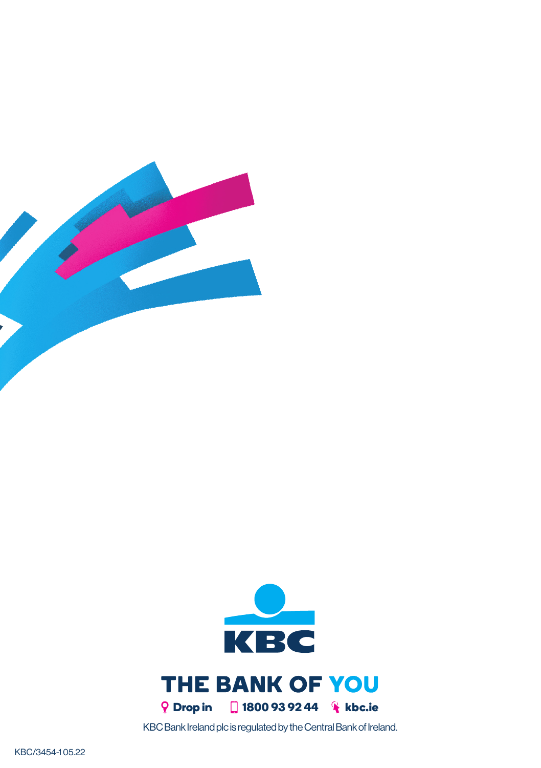KBC

THE BANK OF YOU

Drop in 1800 93 92 44 kbc.ie

KBC Bank Ireland plc is regulated by the Central Bank of Ireland.

KBC/3454-1 05.22